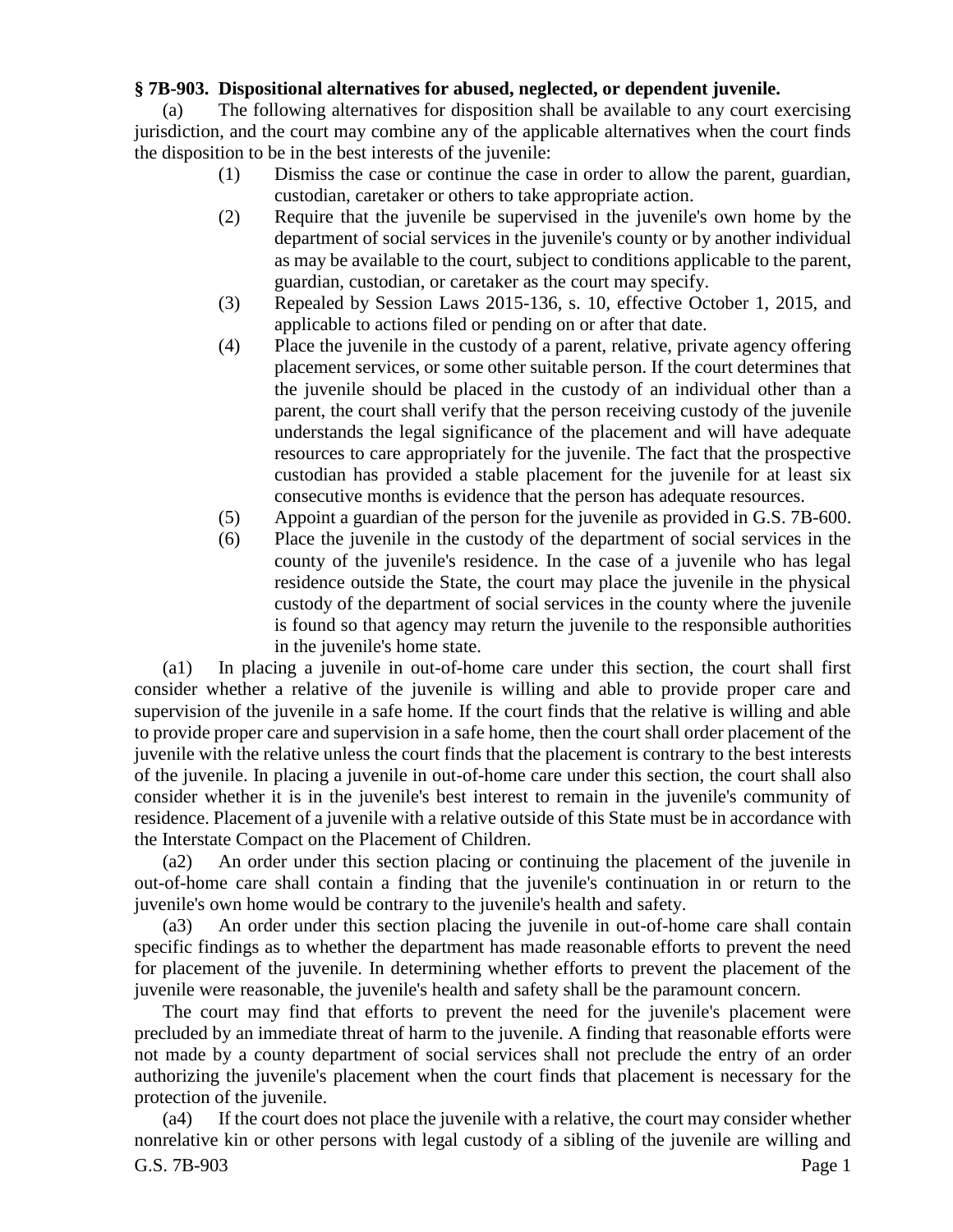**§ 7B-903. Dispositional alternatives for abused, neglected, or dependent juvenile.**

(a) The following alternatives for disposition shall be available to any court exercising jurisdiction, and the court may combine any of the applicable alternatives when the court finds the disposition to be in the best interests of the juvenile:

(1) Dismiss the case or continue the case in order to allow the parent, guardian, custodian, caretaker or others to take appropriate action.

(2) Require that the juvenile be supervised in the juvenile's own home by the department of social services in the juvenile's county or by another individual as may be available to the court, subject to conditions applicable to the parent, guardian, custodian, or caretaker as the court may specify.

(3) Repealed by Session Laws 2015-136, s. 10, effective October 1, 2015, and applicable to actions filed or pending on or after that date.

(4) Place the juvenile in the custody of a parent, relative, private agency offering placement services, or some other suitable person. If the court determines that the juvenile should be placed in the custody of an individual other than a parent, the court shall verify that the person receiving custody of the juvenile understands the legal significance of the placement and will have adequate resources to care appropriately for the juvenile. The fact that the prospective custodian has provided a stable placement for the juvenile for at least six consecutive months is evidence that the person has adequate resources.

(5) Appoint a guardian of the person for the juvenile as provided in G.S. 7B-600.

(6) Place the juvenile in the custody of the department of social services in the county of the juvenile's residence. In the case of a juvenile who has legal residence outside the State, the court may place the juvenile in the physical custody of the department of social services in the county where the juvenile is found so that agency may return the juvenile to the responsible authorities in the juvenile's home state.

(a1) In placing a juvenile in out-of-home care under this section, the court shall first consider whether a relative of the juvenile is willing and able to provide proper care and supervision of the juvenile in a safe home. If the court finds that the relative is willing and able to provide proper care and supervision in a safe home, then the court shall order placement of the juvenile with the relative unless the court finds that the placement is contrary to the best interests of the juvenile. In placing a juvenile in out-of-home care under this section, the court shall also consider whether it is in the juvenile's best interest to remain in the juvenile's community of residence. Placement of a juvenile with a relative outside of this State must be in accordance with the Interstate Compact on the Placement of Children.

(a2) An order under this section placing or continuing the placement of the juvenile in out-of-home care shall contain a finding that the juvenile's continuation in or return to the juvenile's own home would be contrary to the juvenile's health and safety.

(a3) An order under this section placing the juvenile in out-of-home care shall contain specific findings as to whether the department has made reasonable efforts to prevent the need for placement of the juvenile. In determining whether efforts to prevent the placement of the juvenile were reasonable, the juvenile's health and safety shall be the paramount concern.

The court may find that efforts to prevent the need for the juvenile's placement were precluded by an immediate threat of harm to the juvenile. A finding that reasonable efforts were not made by a county department of social services shall not preclude the entry of an order authorizing the juvenile's placement when the court finds that placement is necessary for the protection of the juvenile.

(a4) If the court does not place the juvenile with a relative, the court may consider whether nonrelative kin or other persons with legal custody of a sibling of the juvenile are willing and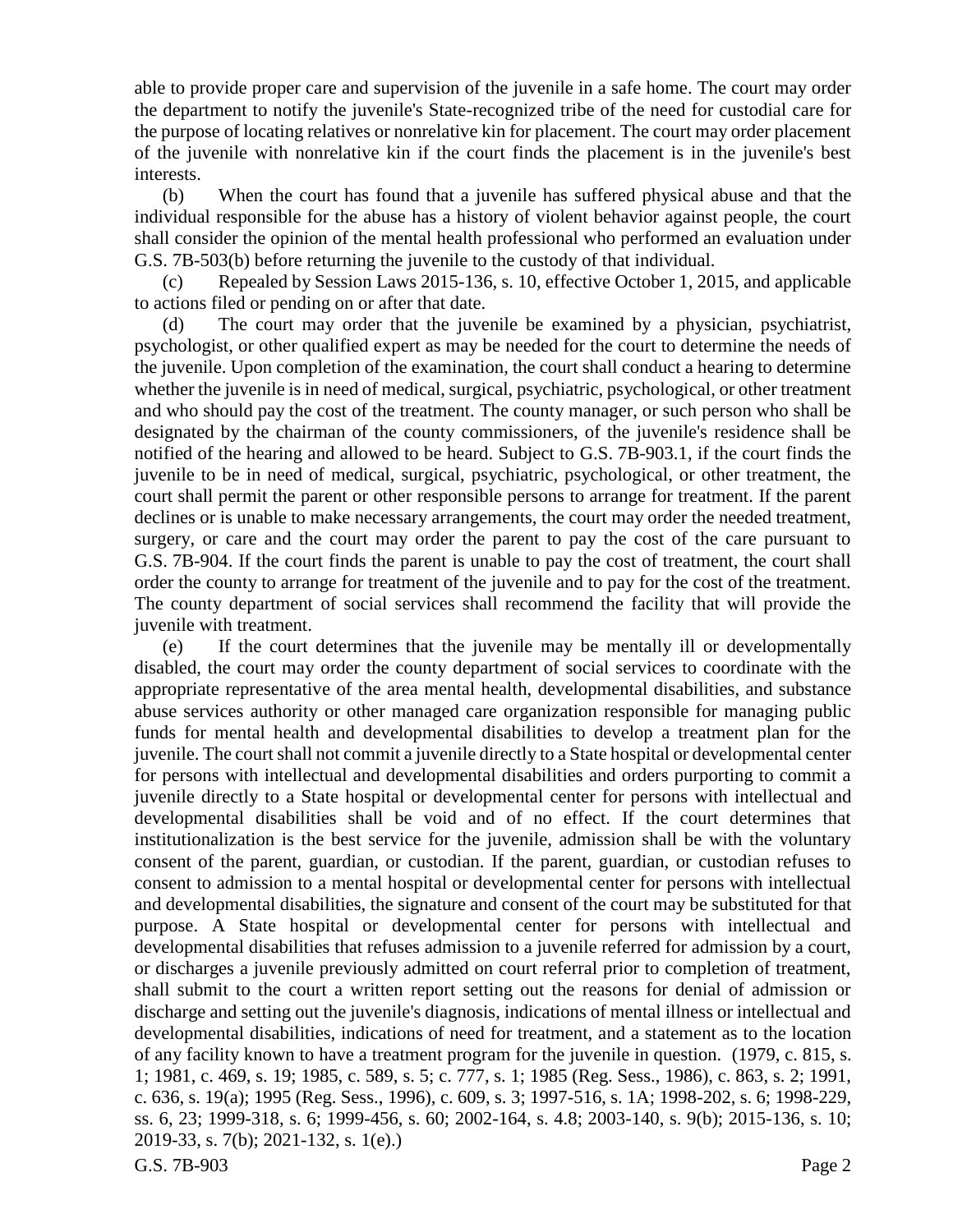able to provide proper care and supervision of the juvenile in a safe home. The court may order the department to notify the juvenile's State-recognized tribe of the need for custodial care for the purpose of locating relatives or nonrelative kin for placement. The court may order placement of the juvenile with nonrelative kin if the court finds the placement is in the juvenile's best interests.

(b) When the court has found that a juvenile has suffered physical abuse and that the individual responsible for the abuse has a history of violent behavior against people, the court shall consider the opinion of the mental health professional who performed an evaluation under G.S. 7B-503(b) before returning the juvenile to the custody of that individual.

(c) Repealed by Session Laws 2015-136, s. 10, effective October 1, 2015, and applicable to actions filed or pending on or after that date.

(d) The court may order that the juvenile be examined by a physician, psychiatrist, psychologist, or other qualified expert as may be needed for the court to determine the needs of the juvenile. Upon completion of the examination, the court shall conduct a hearing to determine whether the juvenile is in need of medical, surgical, psychiatric, psychological, or other treatment and who should pay the cost of the treatment. The county manager, or such person who shall be designated by the chairman of the county commissioners, of the juvenile's residence shall be notified of the hearing and allowed to be heard. Subject to G.S. 7B-903.1, if the court finds the juvenile to be in need of medical, surgical, psychiatric, psychological, or other treatment, the court shall permit the parent or other responsible persons to arrange for treatment. If the parent declines or is unable to make necessary arrangements, the court may order the needed treatment, surgery, or care and the court may order the parent to pay the cost of the care pursuant to G.S. 7B-904. If the court finds the parent is unable to pay the cost of treatment, the court shall order the county to arrange for treatment of the juvenile and to pay for the cost of the treatment. The county department of social services shall recommend the facility that will provide the juvenile with treatment.

(e) If the court determines that the juvenile may be mentally ill or developmentally disabled, the court may order the county department of social services to coordinate with the appropriate representative of the area mental health, developmental disabilities, and substance abuse services authority or other managed care organization responsible for managing public funds for mental health and developmental disabilities to develop a treatment plan for the juvenile. The court shall not commit a juvenile directly to a State hospital or developmental center for persons with intellectual and developmental disabilities and orders purporting to commit a juvenile directly to a State hospital or developmental center for persons with intellectual and developmental disabilities shall be void and of no effect. If the court determines that institutionalization is the best service for the juvenile, admission shall be with the voluntary consent of the parent, guardian, or custodian. If the parent, guardian, or custodian refuses to consent to admission to a mental hospital or developmental center for persons with intellectual and developmental disabilities, the signature and consent of the court may be substituted for that purpose. A State hospital or developmental center for persons with intellectual and developmental disabilities that refuses admission to a juvenile referred for admission by a court, or discharges a juvenile previously admitted on court referral prior to completion of treatment, shall submit to the court a written report setting out the reasons for denial of admission or discharge and setting out the juvenile's diagnosis, indications of mental illness or intellectual and developmental disabilities, indications of need for treatment, and a statement as to the location of any facility known to have a treatment program for the juvenile in question. (1979, c. 815, s. 1; 1981, c. 469, s. 19; 1985, c. 589, s. 5; c. 777, s. 1; 1985 (Reg. Sess., 1986), c. 863, s. 2; 1991, c. 636, s. 19(a); 1995 (Reg. Sess., 1996), c. 609, s. 3; 1997-516, s. 1A; 1998-202, s. 6; 1998-229, ss. 6, 23; 1999-318, s. 6; 1999-456, s. 60; 2002-164, s. 4.8; 2003-140, s. 9(b); 2015-136, s. 10; 2019-33, s. 7(b); 2021-132, s. 1(e).)